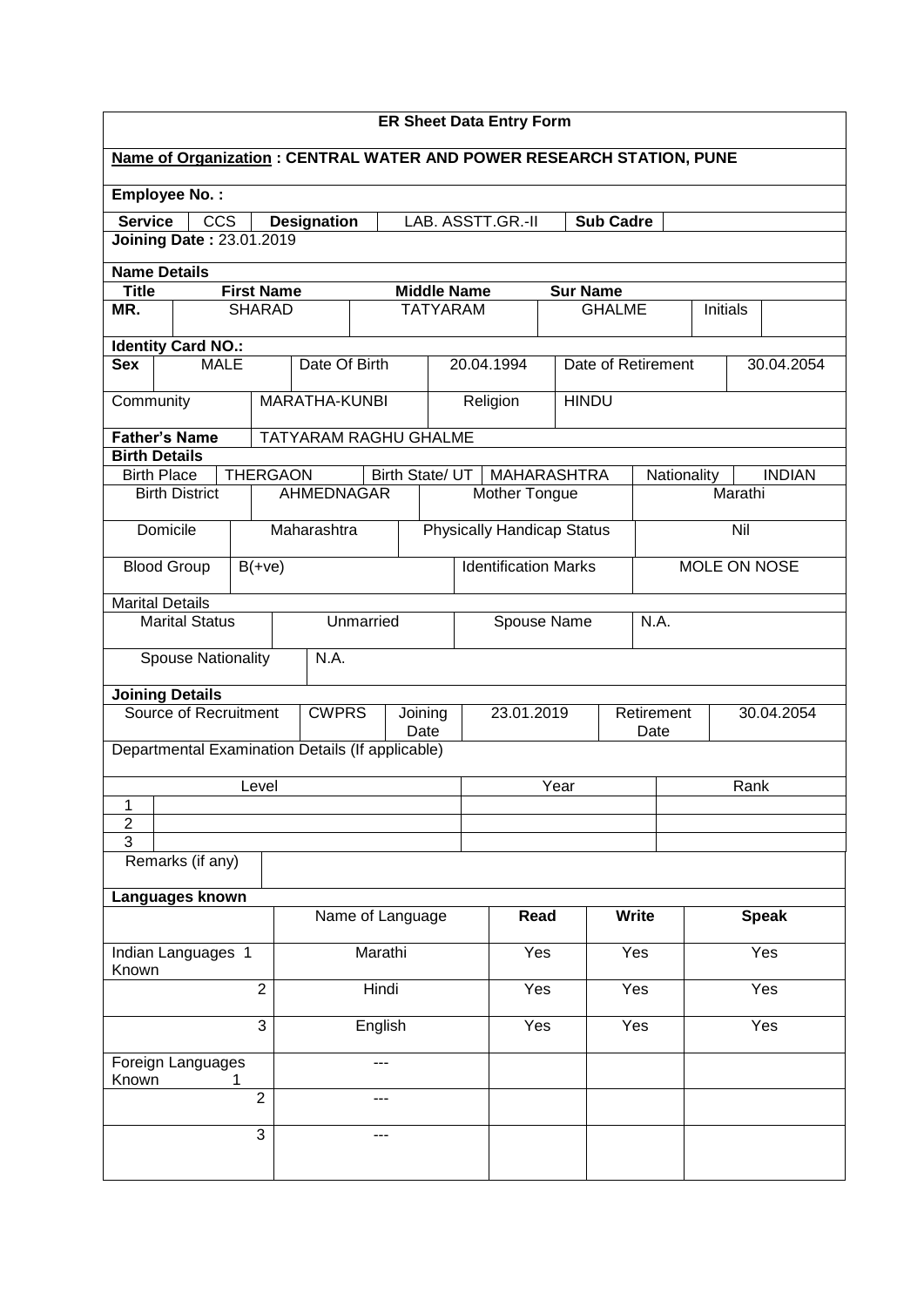## ER Sheet Data Entry Form

**Name of Organization : CENTRAL WATER AND POWER RESEARCH STATION, PUNE**

**Employee No. :**

| **Service** | CCS | **Designation** | LAB. ASSTT.GR.-II | **Sub Cadre** | |
|---|---|---|---|---|---|

**Joining Date :** 23.01.2019

**Name Details**

| **Title** | **First Name** | **Middle Name** | **Sur Name** | | |
|---|---|---|---|---|---|
| **MR.** | SHARAD | TATYARAM | GHALME | Initials | |

**Identity Card NO.:**

| **Sex** | MALE | Date Of Birth | 20.04.1994 | Date of Retirement | 30.04.2054 |
|---|---|---|---|---|---|
| Community | MARATHA-KUNBI | Religion | HINDU | | |

| **Father's Name** | TATYARAM RAGHU GHALME |
|---|---|

**Birth Details**

| Birth Place | THERGAON | Birth State/ UT | MAHARASHTRA | Nationality | INDIAN |
|---|---|---|---|---|---|
| Birth District | AHMEDNAGAR | Mother Tongue | | Marathi | |
| Domicile | Maharashtra | Physically Handicap Status | | Nil | |
| Blood Group | B(+ve) | Identification Marks | | MOLE ON NOSE | |

**Marital Details**

| Marital Status | Unmarried | Spouse Name | N.A. |
|---|---|---|---|
| Spouse Nationality | N.A. | | |

**Joining Details**

| Source of Recruitment | CWPRS | Joining Date | 23.01.2019 | Retirement Date | 30.04.2054 |
|---|---|---|---|---|---|

Departmental Examination Details (If applicable)

| | Level | Year | Rank |
|---|---|---|---|
| 1 | | | |
| 2 | | | |
| 3 | | | |

| Remarks (if any) | |
|---|---|

**Languages known**

| | | Name of Language | **Read** | **Write** | **Speak** |
|---|---|---|---|---|---|
| Indian Languages Known | 1 | Marathi | Yes | Yes | Yes |
| | 2 | Hindi | Yes | Yes | Yes |
| | 3 | English | Yes | Yes | Yes |
| Foreign Languages Known | 1 | --- | | | |
| | 2 | --- | | | |
| | 3 | --- | | | |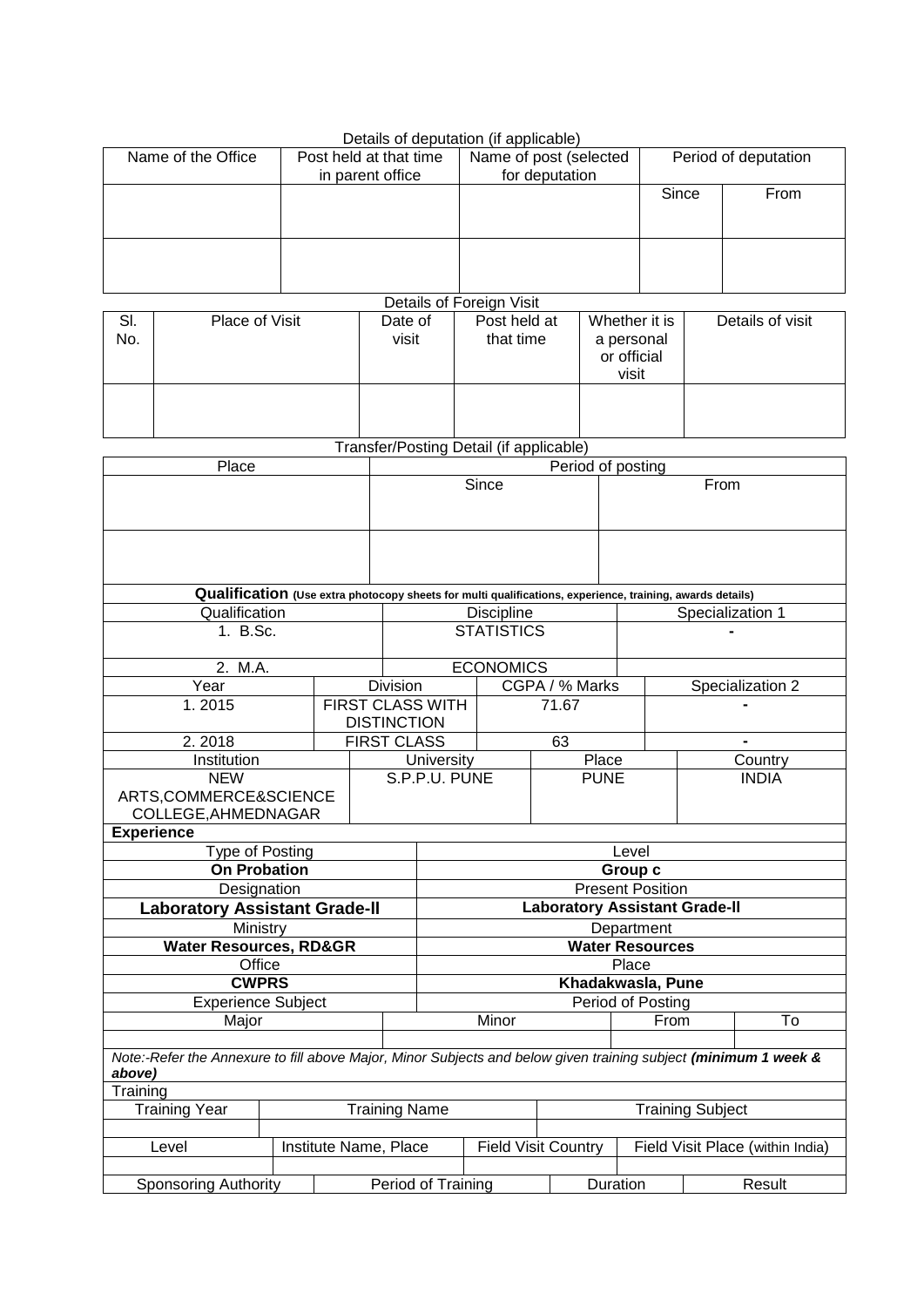Details of deputation (if applicable)

| Name of the Office | Post held at that time in parent office | Name of post (selected for deputation | Period of deputation | |
|---|---|---|---|---|
| | | | Since | From |
| | | | | |
| | | | | |

Details of Foreign Visit

| Sl. No. | Place of Visit | Date of visit | Post held at that time | Whether it is a personal or official visit | Details of visit |
|---|---|---|---|---|---|
| | | | | | |

Transfer/Posting Detail (if applicable)

| Place | Period of posting | |
|---|---|---|
| | Since | From |
| | | |

**Qualification** **(Use extra photocopy sheets for multi qualifications, experience, training, awards details)**

| Qualification | Discipline | Specialization 1 |
|---|---|---|
| 1. B.Sc. | STATISTICS | - |
| 2. M.A. | ECONOMICS | |

| Year | Division | CGPA / % Marks | Specialization 2 |
|---|---|---|---|
| 1. 2015 | FIRST CLASS WITH DISTINCTION | 71.67 | - |
| 2. 2018 | FIRST CLASS | 63 | - |

| Institution | University | Place | Country |
|---|---|---|---|
| NEW ARTS,COMMERCE&SCIENCE COLLEGE,AHMEDNAGAR | S.P.P.U. PUNE | PUNE | INDIA |

**Experience**

| Type of Posting | Level |
|---|---|
| **On Probation** | **Group c** |
| Designation | Present Position |
| **Laboratory Assistant Grade-II** | **Laboratory Assistant Grade-II** |
| Ministry | Department |
| **Water Resources, RD&GR** | **Water Resources** |
| Office | Place |
| **CWPRS** | **Khadakwasla, Pune** |
| Experience Subject | Period of Posting |

| Major | Minor | From | To |
|---|---|---|---|
| | | | |

*Note:-Refer the Annexure to fill above Major, Minor Subjects and below given training subject* ***(minimum 1 week & above)***

Training

| Training Year | Training Name | Training Subject |
|---|---|---|
| | | |

| Level | Institute Name, Place | Field Visit Country | Field Visit Place (within India) |
|---|---|---|---|
| | | | |

| Sponsoring Authority | Period of Training | Duration | Result |
|---|---|---|---|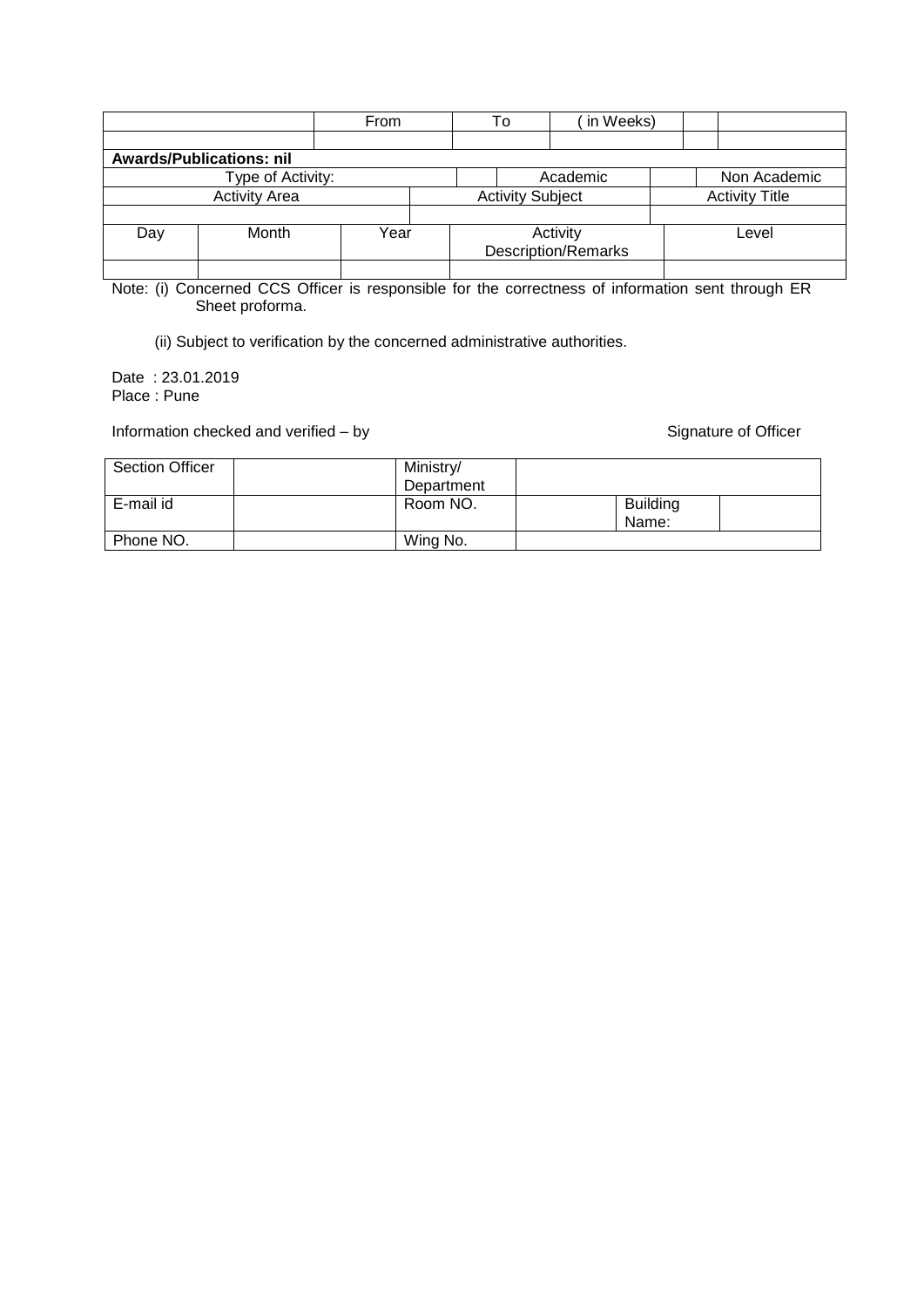| | From | To | ( in Weeks) | | |
|---|---|---|---|---|---|
| | | | | | |

**Awards/Publications: nil**

| Type of Activity: | | Academic | | Non Academic |
|---|---|---|---|---|
| **Activity Area** | | **Activity Subject** | | **Activity Title** |
| | | | | |

| Day | Month | Year | Activity Description/Remarks | Level |
|---|---|---|---|---|
| | | | | |

Note: (i) Concerned CCS Officer is responsible for the correctness of information sent through ER Sheet proforma.

(ii) Subject to verification by the concerned administrative authorities.

Date : 23.01.2019
Place : Pune

Information checked and verified – by

Signature of Officer

| Section Officer | | Ministry/ Department | | | |
|---|---|---|---|---|---|
| E-mail id | | Room NO. | | Building Name: | |
| Phone NO. | | Wing No. | | | |